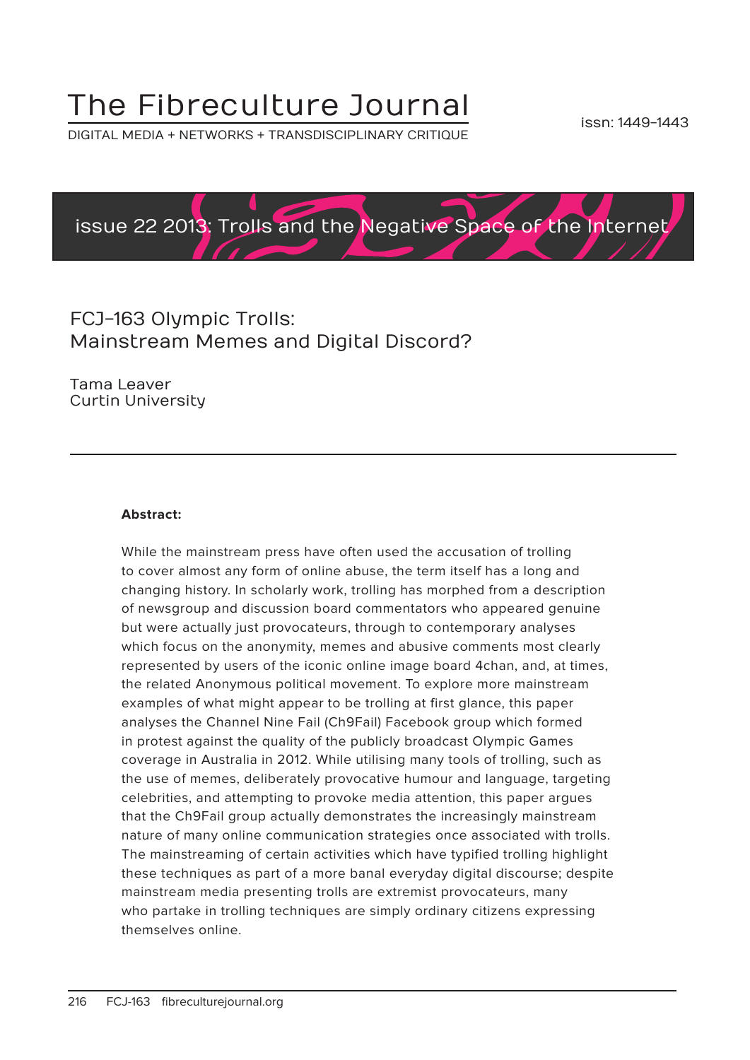# The Fibreculture Journal

DIGITAL MEDIA + NETWORKS + TRANSDISCIPLINARY CRITIQUE

issn: 1449-1443

issue 22 2013: Trolls and the Negative Space of the Internet

## FCJ-163 Olympic Trolls: Mainstream Memes and Digital Discord?

Tama Leaver
Curtin University

---

**Abstract:**

While the mainstream press have often used the accusation of trolling to cover almost any form of online abuse, the term itself has a long and changing history. In scholarly work, trolling has morphed from a description of newsgroup and discussion board commentators who appeared genuine but were actually just provocateurs, through to contemporary analyses which focus on the anonymity, memes and abusive comments most clearly represented by users of the iconic online image board 4chan, and, at times, the related Anonymous political movement. To explore more mainstream examples of what might appear to be trolling at first glance, this paper analyses the Channel Nine Fail (Ch9Fail) Facebook group which formed in protest against the quality of the publicly broadcast Olympic Games coverage in Australia in 2012. While utilising many tools of trolling, such as the use of memes, deliberately provocative humour and language, targeting celebrities, and attempting to provoke media attention, this paper argues that the Ch9Fail group actually demonstrates the increasingly mainstream nature of many online communication strategies once associated with trolls. The mainstreaming of certain activities which have typified trolling highlight these techniques as part of a more banal everyday digital discourse; despite mainstream media presenting trolls are extremist provocateurs, many who partake in trolling techniques are simply ordinary citizens expressing themselves online.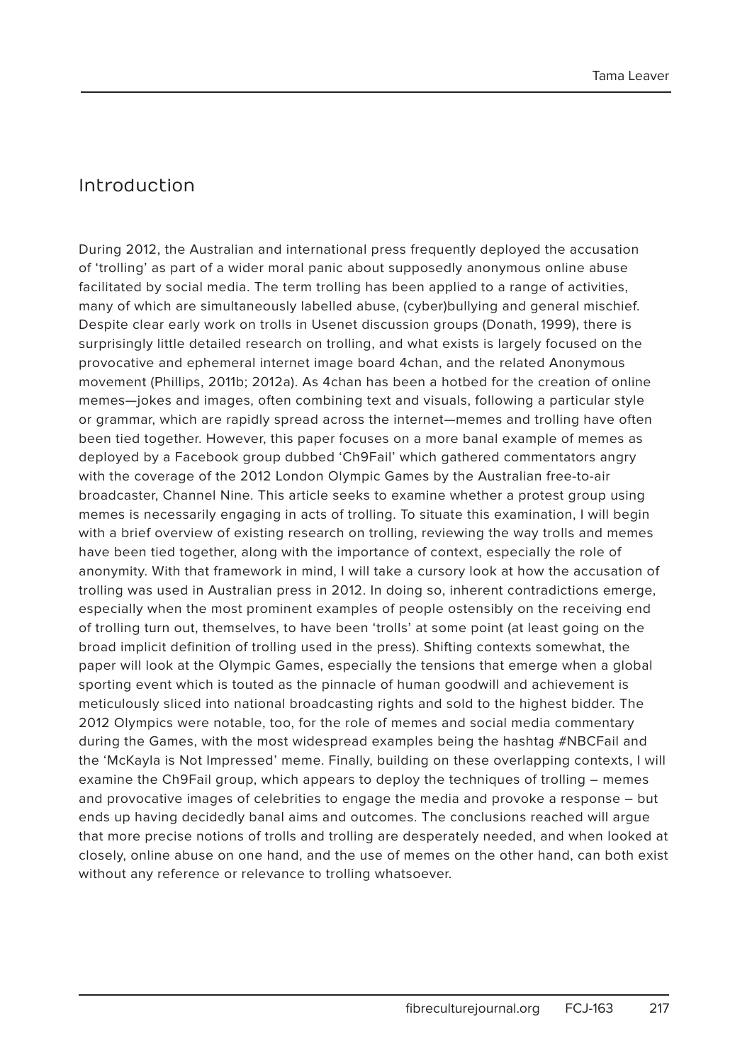## Introduction

During 2012, the Australian and international press frequently deployed the accusation of 'trolling' as part of a wider moral panic about supposedly anonymous online abuse facilitated by social media. The term trolling has been applied to a range of activities, many of which are simultaneously labelled abuse, (cyber)bullying and general mischief. Despite clear early work on trolls in Usenet discussion groups (Donath, 1999), there is surprisingly little detailed research on trolling, and what exists is largely focused on the provocative and ephemeral internet image board 4chan, and the related Anonymous movement (Phillips, 2011b; 2012a). As 4chan has been a hotbed for the creation of online memes—jokes and images, often combining text and visuals, following a particular style or grammar, which are rapidly spread across the internet—memes and trolling have often been tied together. However, this paper focuses on a more banal example of memes as deployed by a Facebook group dubbed 'Ch9Fail' which gathered commentators angry with the coverage of the 2012 London Olympic Games by the Australian free-to-air broadcaster, Channel Nine. This article seeks to examine whether a protest group using memes is necessarily engaging in acts of trolling. To situate this examination, I will begin with a brief overview of existing research on trolling, reviewing the way trolls and memes have been tied together, along with the importance of context, especially the role of anonymity. With that framework in mind, I will take a cursory look at how the accusation of trolling was used in Australian press in 2012. In doing so, inherent contradictions emerge, especially when the most prominent examples of people ostensibly on the receiving end of trolling turn out, themselves, to have been 'trolls' at some point (at least going on the broad implicit definition of trolling used in the press). Shifting contexts somewhat, the paper will look at the Olympic Games, especially the tensions that emerge when a global sporting event which is touted as the pinnacle of human goodwill and achievement is meticulously sliced into national broadcasting rights and sold to the highest bidder. The 2012 Olympics were notable, too, for the role of memes and social media commentary during the Games, with the most widespread examples being the hashtag #NBCFail and the 'McKayla is Not Impressed' meme. Finally, building on these overlapping contexts, I will examine the Ch9Fail group, which appears to deploy the techniques of trolling – memes and provocative images of celebrities to engage the media and provoke a response – but ends up having decidedly banal aims and outcomes. The conclusions reached will argue that more precise notions of trolls and trolling are desperately needed, and when looked at closely, online abuse on one hand, and the use of memes on the other hand, can both exist without any reference or relevance to trolling whatsoever.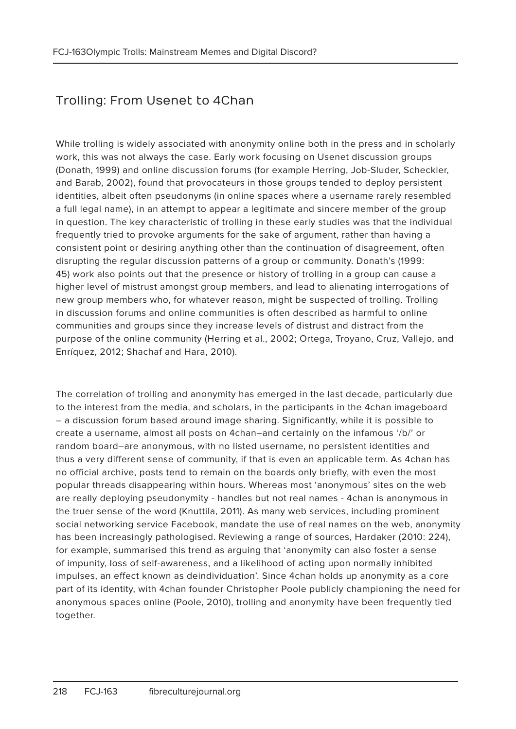## Trolling: From Usenet to 4Chan

While trolling is widely associated with anonymity online both in the press and in scholarly work, this was not always the case. Early work focusing on Usenet discussion groups (Donath, 1999) and online discussion forums (for example Herring, Job-Sluder, Scheckler, and Barab, 2002), found that provocateurs in those groups tended to deploy persistent identities, albeit often pseudonyms (in online spaces where a username rarely resembled a full legal name), in an attempt to appear a legitimate and sincere member of the group in question. The key characteristic of trolling in these early studies was that the individual frequently tried to provoke arguments for the sake of argument, rather than having a consistent point or desiring anything other than the continuation of disagreement, often disrupting the regular discussion patterns of a group or community. Donath's (1999: 45) work also points out that the presence or history of trolling in a group can cause a higher level of mistrust amongst group members, and lead to alienating interrogations of new group members who, for whatever reason, might be suspected of trolling. Trolling in discussion forums and online communities is often described as harmful to online communities and groups since they increase levels of distrust and distract from the purpose of the online community (Herring et al., 2002; Ortega, Troyano, Cruz, Vallejo, and Enríquez, 2012; Shachaf and Hara, 2010).

The correlation of trolling and anonymity has emerged in the last decade, particularly due to the interest from the media, and scholars, in the participants in the 4chan imageboard – a discussion forum based around image sharing. Significantly, while it is possible to create a username, almost all posts on 4chan–and certainly on the infamous '/b/' or random board–are anonymous, with no listed username, no persistent identities and thus a very different sense of community, if that is even an applicable term. As 4chan has no official archive, posts tend to remain on the boards only briefly, with even the most popular threads disappearing within hours. Whereas most 'anonymous' sites on the web are really deploying pseudonymity - handles but not real names - 4chan is anonymous in the truer sense of the word (Knuttila, 2011). As many web services, including prominent social networking service Facebook, mandate the use of real names on the web, anonymity has been increasingly pathologised. Reviewing a range of sources, Hardaker (2010: 224), for example, summarised this trend as arguing that 'anonymity can also foster a sense of impunity, loss of self-awareness, and a likelihood of acting upon normally inhibited impulses, an effect known as deindividuation'. Since 4chan holds up anonymity as a core part of its identity, with 4chan founder Christopher Poole publicly championing the need for anonymous spaces online (Poole, 2010), trolling and anonymity have been frequently tied together.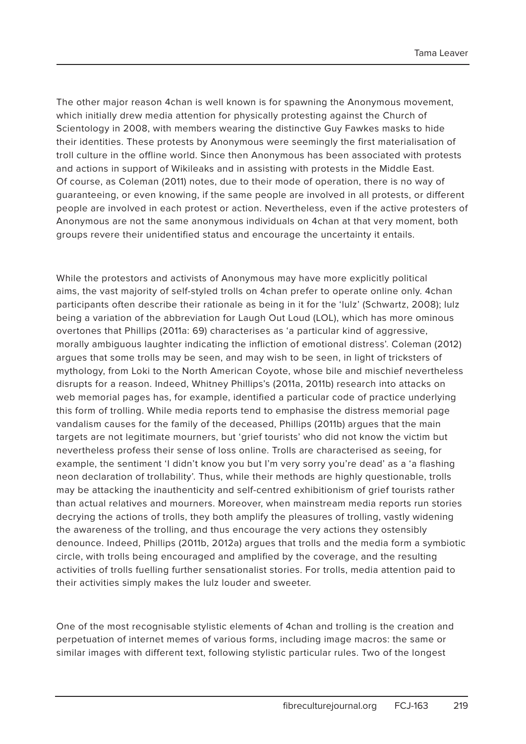The other major reason 4chan is well known is for spawning the Anonymous movement, which initially drew media attention for physically protesting against the Church of Scientology in 2008, with members wearing the distinctive Guy Fawkes masks to hide their identities. These protests by Anonymous were seemingly the first materialisation of troll culture in the offline world. Since then Anonymous has been associated with protests and actions in support of Wikileaks and in assisting with protests in the Middle East. Of course, as Coleman (2011) notes, due to their mode of operation, there is no way of guaranteeing, or even knowing, if the same people are involved in all protests, or different people are involved in each protest or action. Nevertheless, even if the active protesters of Anonymous are not the same anonymous individuals on 4chan at that very moment, both groups revere their unidentified status and encourage the uncertainty it entails.

While the protestors and activists of Anonymous may have more explicitly political aims, the vast majority of self-styled trolls on 4chan prefer to operate online only. 4chan participants often describe their rationale as being in it for the 'lulz' (Schwartz, 2008); lulz being a variation of the abbreviation for Laugh Out Loud (LOL), which has more ominous overtones that Phillips (2011a: 69) characterises as 'a particular kind of aggressive, morally ambiguous laughter indicating the infliction of emotional distress'. Coleman (2012) argues that some trolls may be seen, and may wish to be seen, in light of tricksters of mythology, from Loki to the North American Coyote, whose bile and mischief nevertheless disrupts for a reason. Indeed, Whitney Phillips's (2011a, 2011b) research into attacks on web memorial pages has, for example, identified a particular code of practice underlying this form of trolling. While media reports tend to emphasise the distress memorial page vandalism causes for the family of the deceased, Phillips (2011b) argues that the main targets are not legitimate mourners, but 'grief tourists' who did not know the victim but nevertheless profess their sense of loss online. Trolls are characterised as seeing, for example, the sentiment 'I didn't know you but I'm very sorry you're dead' as a 'a flashing neon declaration of trollability'. Thus, while their methods are highly questionable, trolls may be attacking the inauthenticity and self-centred exhibitionism of grief tourists rather than actual relatives and mourners. Moreover, when mainstream media reports run stories decrying the actions of trolls, they both amplify the pleasures of trolling, vastly widening the awareness of the trolling, and thus encourage the very actions they ostensibly denounce. Indeed, Phillips (2011b, 2012a) argues that trolls and the media form a symbiotic circle, with trolls being encouraged and amplified by the coverage, and the resulting activities of trolls fuelling further sensationalist stories. For trolls, media attention paid to their activities simply makes the lulz louder and sweeter.

One of the most recognisable stylistic elements of 4chan and trolling is the creation and perpetuation of internet memes of various forms, including image macros: the same or similar images with different text, following stylistic particular rules. Two of the longest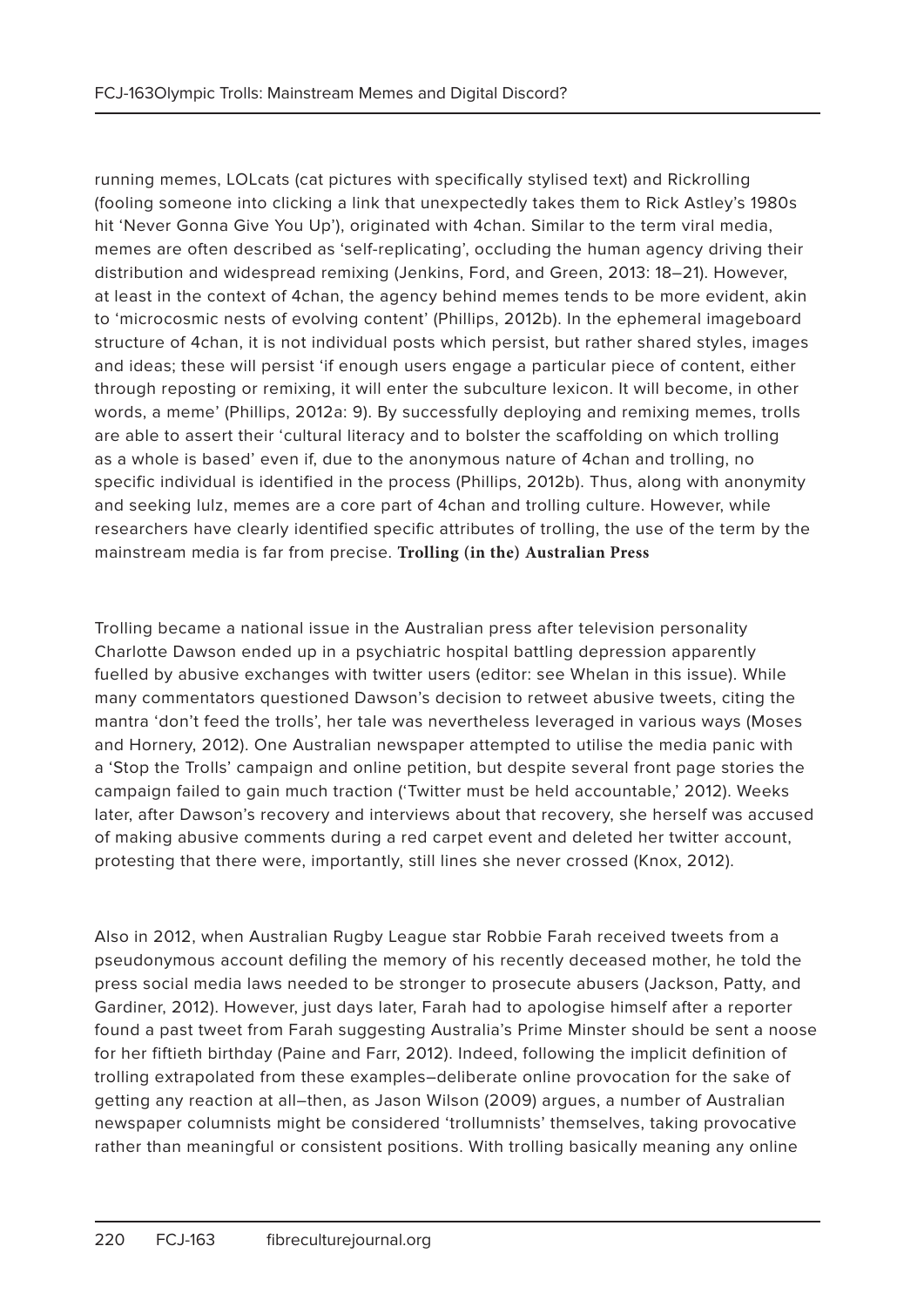running memes, LOLcats (cat pictures with specifically stylised text) and Rickrolling (fooling someone into clicking a link that unexpectedly takes them to Rick Astley's 1980s hit 'Never Gonna Give You Up'), originated with 4chan. Similar to the term viral media, memes are often described as 'self-replicating', occluding the human agency driving their distribution and widespread remixing (Jenkins, Ford, and Green, 2013: 18–21). However, at least in the context of 4chan, the agency behind memes tends to be more evident, akin to 'microcosmic nests of evolving content' (Phillips, 2012b). In the ephemeral imageboard structure of 4chan, it is not individual posts which persist, but rather shared styles, images and ideas; these will persist 'if enough users engage a particular piece of content, either through reposting or remixing, it will enter the subculture lexicon. It will become, in other words, a meme' (Phillips, 2012a: 9). By successfully deploying and remixing memes, trolls are able to assert their 'cultural literacy and to bolster the scaffolding on which trolling as a whole is based' even if, due to the anonymous nature of 4chan and trolling, no specific individual is identified in the process (Phillips, 2012b). Thus, along with anonymity and seeking lulz, memes are a core part of 4chan and trolling culture. However, while researchers have clearly identified specific attributes of trolling, the use of the term by the mainstream media is far from precise.

## Trolling (in the) Australian Press

Trolling became a national issue in the Australian press after television personality Charlotte Dawson ended up in a psychiatric hospital battling depression apparently fuelled by abusive exchanges with twitter users (editor: see Whelan in this issue). While many commentators questioned Dawson's decision to retweet abusive tweets, citing the mantra 'don't feed the trolls', her tale was nevertheless leveraged in various ways (Moses and Hornery, 2012). One Australian newspaper attempted to utilise the media panic with a 'Stop the Trolls' campaign and online petition, but despite several front page stories the campaign failed to gain much traction ('Twitter must be held accountable,' 2012). Weeks later, after Dawson's recovery and interviews about that recovery, she herself was accused of making abusive comments during a red carpet event and deleted her twitter account, protesting that there were, importantly, still lines she never crossed (Knox, 2012).

Also in 2012, when Australian Rugby League star Robbie Farah received tweets from a pseudonymous account defiling the memory of his recently deceased mother, he told the press social media laws needed to be stronger to prosecute abusers (Jackson, Patty, and Gardiner, 2012). However, just days later, Farah had to apologise himself after a reporter found a past tweet from Farah suggesting Australia's Prime Minster should be sent a noose for her fiftieth birthday (Paine and Farr, 2012). Indeed, following the implicit definition of trolling extrapolated from these examples–deliberate online provocation for the sake of getting any reaction at all–then, as Jason Wilson (2009) argues, a number of Australian newspaper columnists might be considered 'trollumnists' themselves, taking provocative rather than meaningful or consistent positions. With trolling basically meaning any online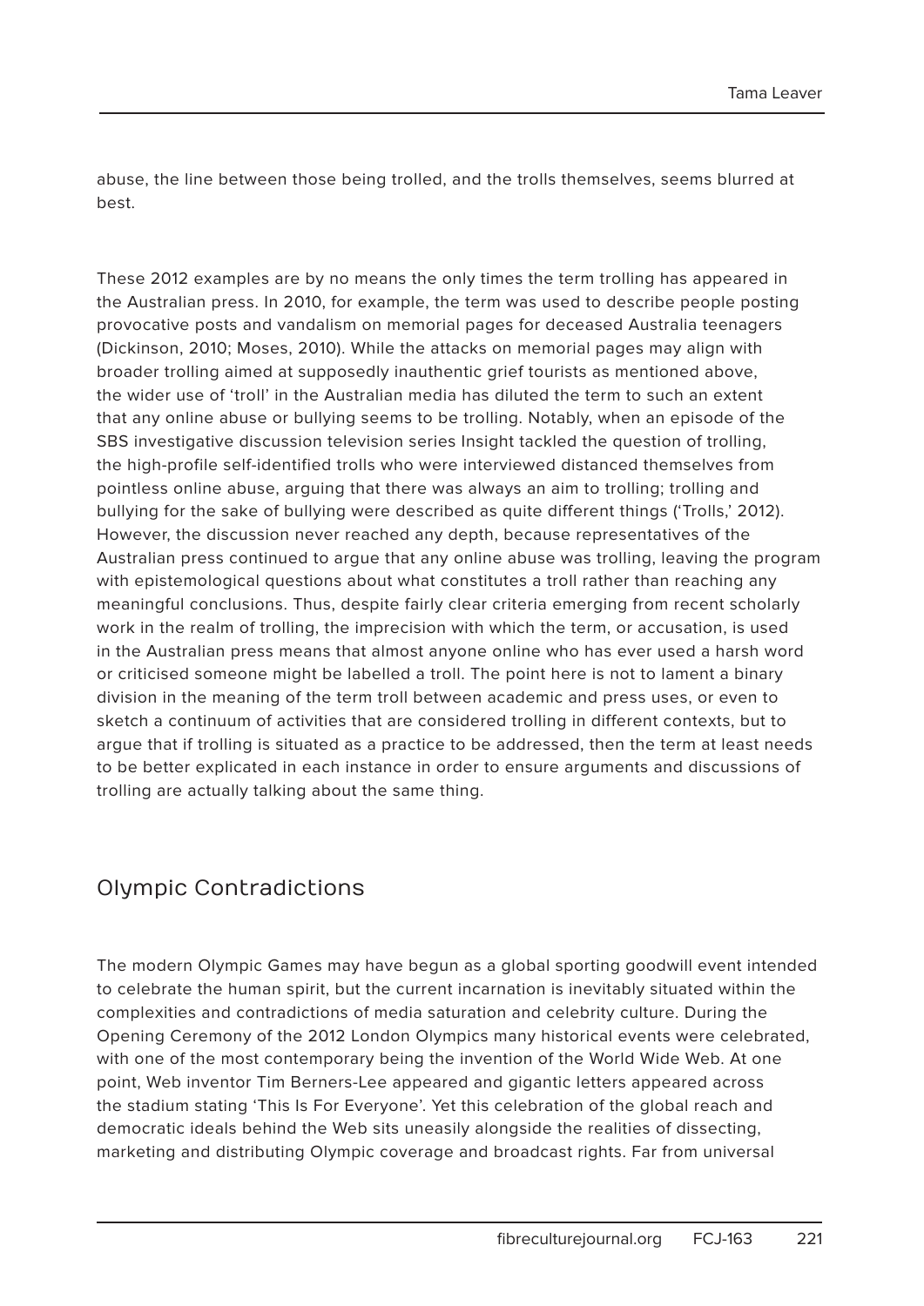abuse, the line between those being trolled, and the trolls themselves, seems blurred at best.

These 2012 examples are by no means the only times the term trolling has appeared in the Australian press. In 2010, for example, the term was used to describe people posting provocative posts and vandalism on memorial pages for deceased Australia teenagers (Dickinson, 2010; Moses, 2010). While the attacks on memorial pages may align with broader trolling aimed at supposedly inauthentic grief tourists as mentioned above, the wider use of 'troll' in the Australian media has diluted the term to such an extent that any online abuse or bullying seems to be trolling. Notably, when an episode of the SBS investigative discussion television series Insight tackled the question of trolling, the high-profile self-identified trolls who were interviewed distanced themselves from pointless online abuse, arguing that there was always an aim to trolling; trolling and bullying for the sake of bullying were described as quite different things ('Trolls,' 2012). However, the discussion never reached any depth, because representatives of the Australian press continued to argue that any online abuse was trolling, leaving the program with epistemological questions about what constitutes a troll rather than reaching any meaningful conclusions. Thus, despite fairly clear criteria emerging from recent scholarly work in the realm of trolling, the imprecision with which the term, or accusation, is used in the Australian press means that almost anyone online who has ever used a harsh word or criticised someone might be labelled a troll. The point here is not to lament a binary division in the meaning of the term troll between academic and press uses, or even to sketch a continuum of activities that are considered trolling in different contexts, but to argue that if trolling is situated as a practice to be addressed, then the term at least needs to be better explicated in each instance in order to ensure arguments and discussions of trolling are actually talking about the same thing.

## Olympic Contradictions

The modern Olympic Games may have begun as a global sporting goodwill event intended to celebrate the human spirit, but the current incarnation is inevitably situated within the complexities and contradictions of media saturation and celebrity culture. During the Opening Ceremony of the 2012 London Olympics many historical events were celebrated, with one of the most contemporary being the invention of the World Wide Web. At one point, Web inventor Tim Berners-Lee appeared and gigantic letters appeared across the stadium stating 'This Is For Everyone'. Yet this celebration of the global reach and democratic ideals behind the Web sits uneasily alongside the realities of dissecting, marketing and distributing Olympic coverage and broadcast rights. Far from universal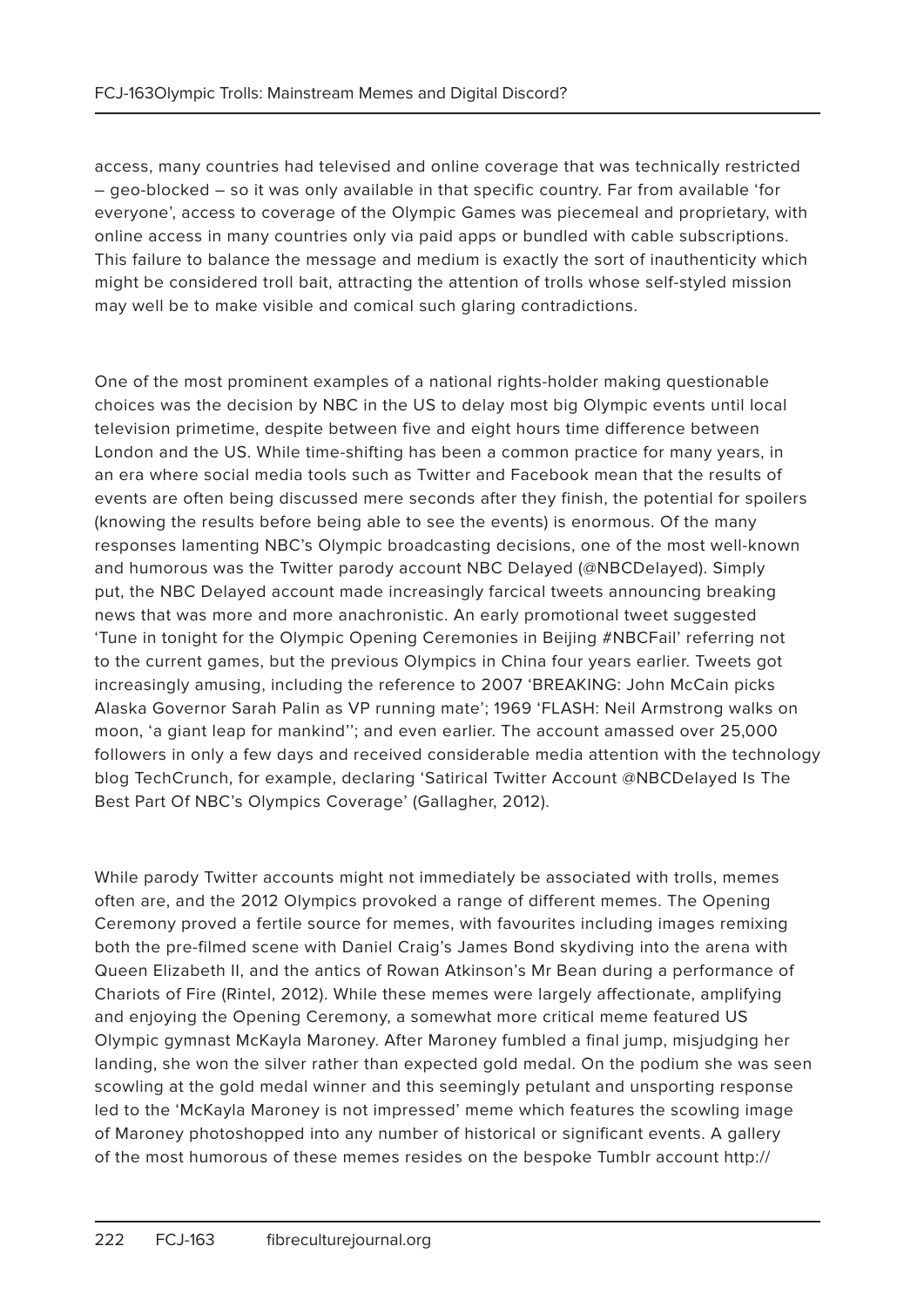access, many countries had televised and online coverage that was technically restricted – geo-blocked – so it was only available in that specific country. Far from available 'for everyone', access to coverage of the Olympic Games was piecemeal and proprietary, with online access in many countries only via paid apps or bundled with cable subscriptions. This failure to balance the message and medium is exactly the sort of inauthenticity which might be considered troll bait, attracting the attention of trolls whose self-styled mission may well be to make visible and comical such glaring contradictions.

One of the most prominent examples of a national rights-holder making questionable choices was the decision by NBC in the US to delay most big Olympic events until local television primetime, despite between five and eight hours time difference between London and the US. While time-shifting has been a common practice for many years, in an era where social media tools such as Twitter and Facebook mean that the results of events are often being discussed mere seconds after they finish, the potential for spoilers (knowing the results before being able to see the events) is enormous. Of the many responses lamenting NBC's Olympic broadcasting decisions, one of the most well-known and humorous was the Twitter parody account NBC Delayed (@NBCDelayed). Simply put, the NBC Delayed account made increasingly farcical tweets announcing breaking news that was more and more anachronistic. An early promotional tweet suggested 'Tune in tonight for the Olympic Opening Ceremonies in Beijing #NBCFail' referring not to the current games, but the previous Olympics in China four years earlier. Tweets got increasingly amusing, including the reference to 2007 'BREAKING: John McCain picks Alaska Governor Sarah Palin as VP running mate'; 1969 'FLASH: Neil Armstrong walks on moon, 'a giant leap for mankind''; and even earlier. The account amassed over 25,000 followers in only a few days and received considerable media attention with the technology blog TechCrunch, for example, declaring 'Satirical Twitter Account @NBCDelayed Is The Best Part Of NBC's Olympics Coverage' (Gallagher, 2012).

While parody Twitter accounts might not immediately be associated with trolls, memes often are, and the 2012 Olympics provoked a range of different memes. The Opening Ceremony proved a fertile source for memes, with favourites including images remixing both the pre-filmed scene with Daniel Craig's James Bond skydiving into the arena with Queen Elizabeth II, and the antics of Rowan Atkinson's Mr Bean during a performance of Chariots of Fire (Rintel, 2012). While these memes were largely affectionate, amplifying and enjoying the Opening Ceremony, a somewhat more critical meme featured US Olympic gymnast McKayla Maroney. After Maroney fumbled a final jump, misjudging her landing, she won the silver rather than expected gold medal. On the podium she was seen scowling at the gold medal winner and this seemingly petulant and unsporting response led to the 'McKayla Maroney is not impressed' meme which features the scowling image of Maroney photoshopped into any number of historical or significant events. A gallery of the most humorous of these memes resides on the bespoke Tumblr account http://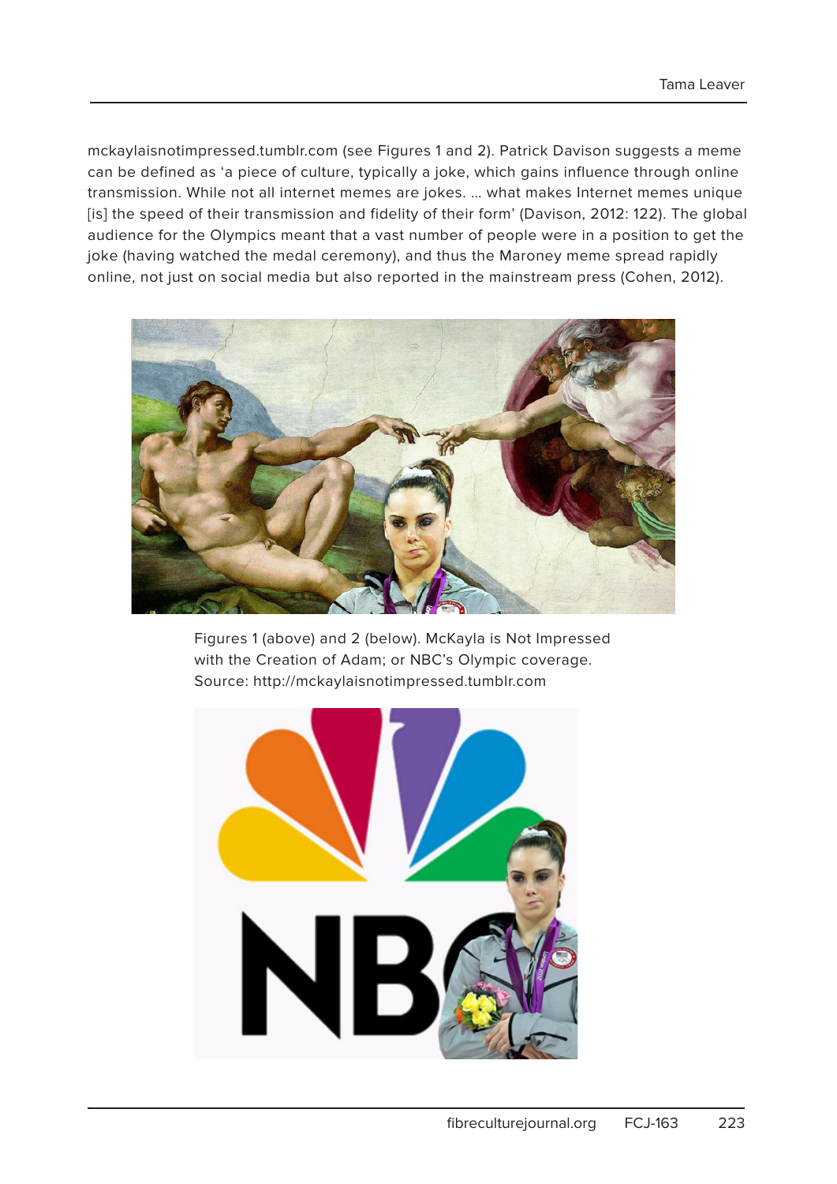mckaylaisnotimpressed.tumblr.com (see Figures 1 and 2). Patrick Davison suggests a meme can be defined as 'a piece of culture, typically a joke, which gains influence through online transmission. While not all internet memes are jokes. … what makes Internet memes unique [is] the speed of their transmission and fidelity of their form' (Davison, 2012: 122). The global audience for the Olympics meant that a vast number of people were in a position to get the joke (having watched the medal ceremony), and thus the Maroney meme spread rapidly online, not just on social media but also reported in the mainstream press (Cohen, 2012).

Figures 1 (above) and 2 (below). McKayla is Not Impressed with the Creation of Adam; or NBC's Olympic coverage. Source: http://mckaylaisnotimpressed.tumblr.com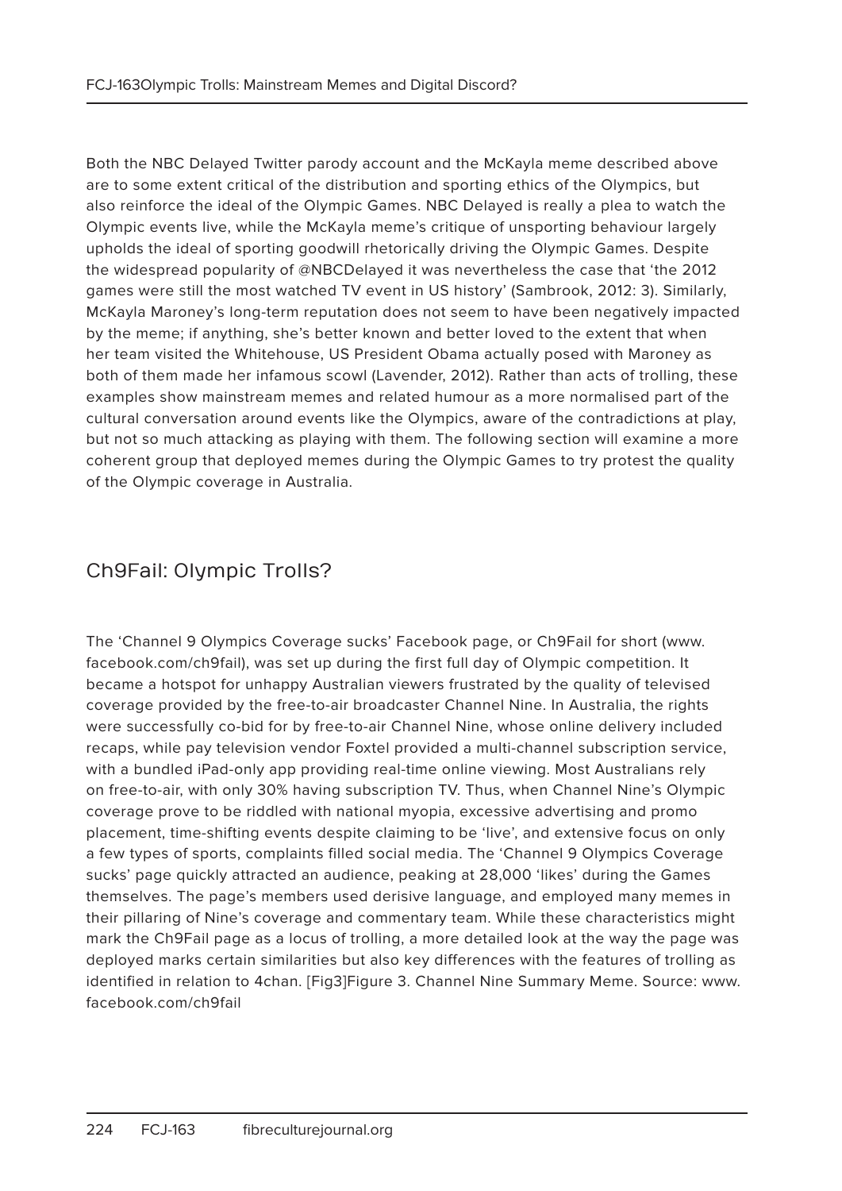Both the NBC Delayed Twitter parody account and the McKayla meme described above are to some extent critical of the distribution and sporting ethics of the Olympics, but also reinforce the ideal of the Olympic Games. NBC Delayed is really a plea to watch the Olympic events live, while the McKayla meme's critique of unsporting behaviour largely upholds the ideal of sporting goodwill rhetorically driving the Olympic Games. Despite the widespread popularity of @NBCDelayed it was nevertheless the case that 'the 2012 games were still the most watched TV event in US history' (Sambrook, 2012: 3). Similarly, McKayla Maroney's long-term reputation does not seem to have been negatively impacted by the meme; if anything, she's better known and better loved to the extent that when her team visited the Whitehouse, US President Obama actually posed with Maroney as both of them made her infamous scowl (Lavender, 2012). Rather than acts of trolling, these examples show mainstream memes and related humour as a more normalised part of the cultural conversation around events like the Olympics, aware of the contradictions at play, but not so much attacking as playing with them. The following section will examine a more coherent group that deployed memes during the Olympic Games to try protest the quality of the Olympic coverage in Australia.

## Ch9Fail: Olympic Trolls?

The 'Channel 9 Olympics Coverage sucks' Facebook page, or Ch9Fail for short (www.facebook.com/ch9fail), was set up during the first full day of Olympic competition. It became a hotspot for unhappy Australian viewers frustrated by the quality of televised coverage provided by the free-to-air broadcaster Channel Nine. In Australia, the rights were successfully co-bid for by free-to-air Channel Nine, whose online delivery included recaps, while pay television vendor Foxtel provided a multi-channel subscription service, with a bundled iPad-only app providing real-time online viewing. Most Australians rely on free-to-air, with only 30% having subscription TV. Thus, when Channel Nine's Olympic coverage prove to be riddled with national myopia, excessive advertising and promo placement, time-shifting events despite claiming to be 'live', and extensive focus on only a few types of sports, complaints filled social media. The 'Channel 9 Olympics Coverage sucks' page quickly attracted an audience, peaking at 28,000 'likes' during the Games themselves. The page's members used derisive language, and employed many memes in their pillaring of Nine's coverage and commentary team. While these characteristics might mark the Ch9Fail page as a locus of trolling, a more detailed look at the way the page was deployed marks certain similarities but also key differences with the features of trolling as identified in relation to 4chan. [Fig3]Figure 3. Channel Nine Summary Meme. Source: www.facebook.com/ch9fail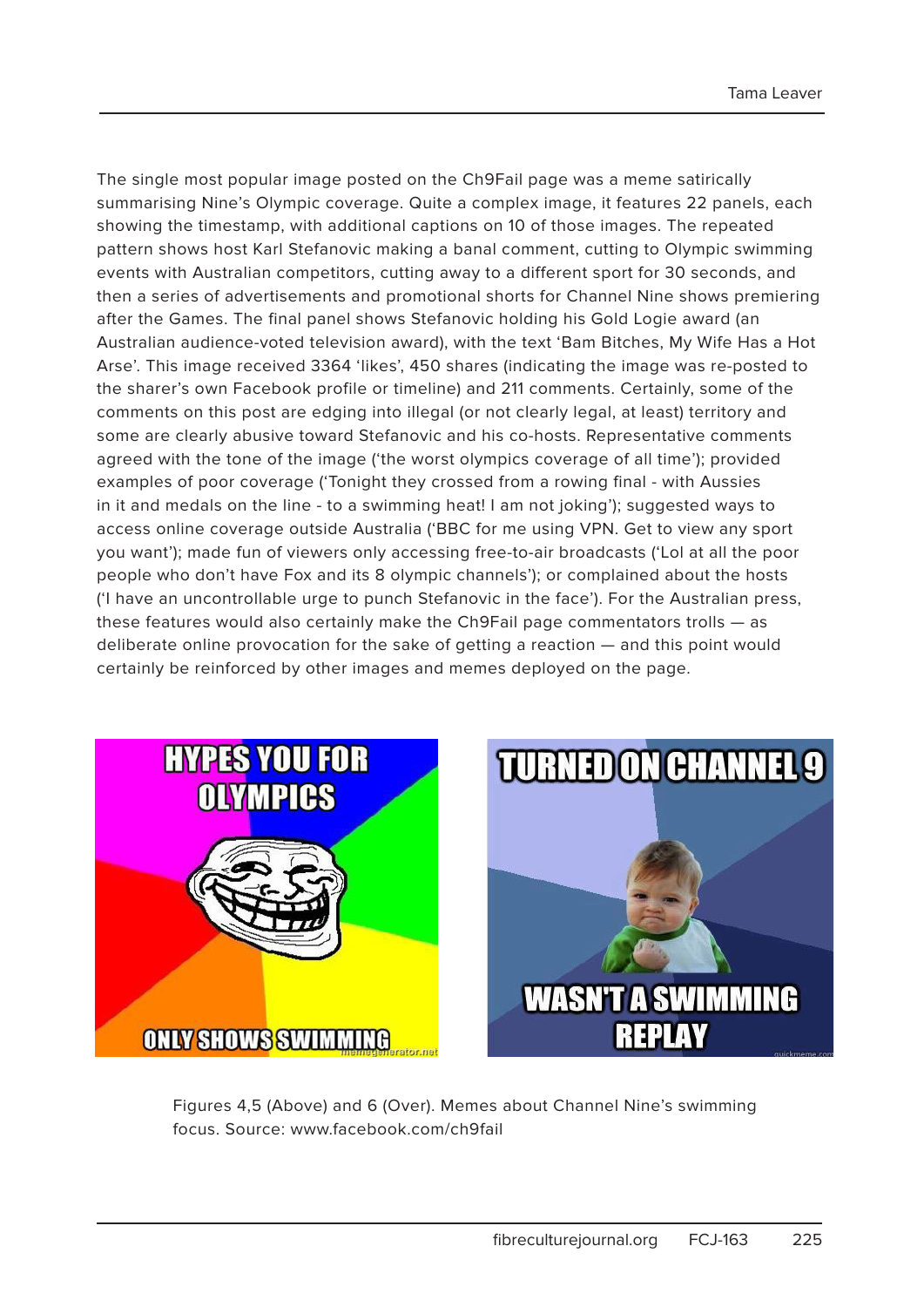The single most popular image posted on the Ch9Fail page was a meme satirically summarising Nine's Olympic coverage. Quite a complex image, it features 22 panels, each showing the timestamp, with additional captions on 10 of those images. The repeated pattern shows host Karl Stefanovic making a banal comment, cutting to Olympic swimming events with Australian competitors, cutting away to a different sport for 30 seconds, and then a series of advertisements and promotional shorts for Channel Nine shows premiering after the Games. The final panel shows Stefanovic holding his Gold Logie award (an Australian audience-voted television award), with the text 'Bam Bitches, My Wife Has a Hot Arse'. This image received 3364 'likes', 450 shares (indicating the image was re-posted to the sharer's own Facebook profile or timeline) and 211 comments. Certainly, some of the comments on this post are edging into illegal (or not clearly legal, at least) territory and some are clearly abusive toward Stefanovic and his co-hosts. Representative comments agreed with the tone of the image ('the worst olympics coverage of all time'); provided examples of poor coverage ('Tonight they crossed from a rowing final - with Aussies in it and medals on the line - to a swimming heat! I am not joking'); suggested ways to access online coverage outside Australia ('BBC for me using VPN. Get to view any sport you want'); made fun of viewers only accessing free-to-air broadcasts ('Lol at all the poor people who don't have Fox and its 8 olympic channels'); or complained about the hosts ('I have an uncontrollable urge to punch Stefanovic in the face'). For the Australian press, these features would also certainly make the Ch9Fail page commentators trolls — as deliberate online provocation for the sake of getting a reaction — and this point would certainly be reinforced by other images and memes deployed on the page.

Figures 4,5 (Above) and 6 (Over). Memes about Channel Nine's swimming focus. Source: www.facebook.com/ch9fail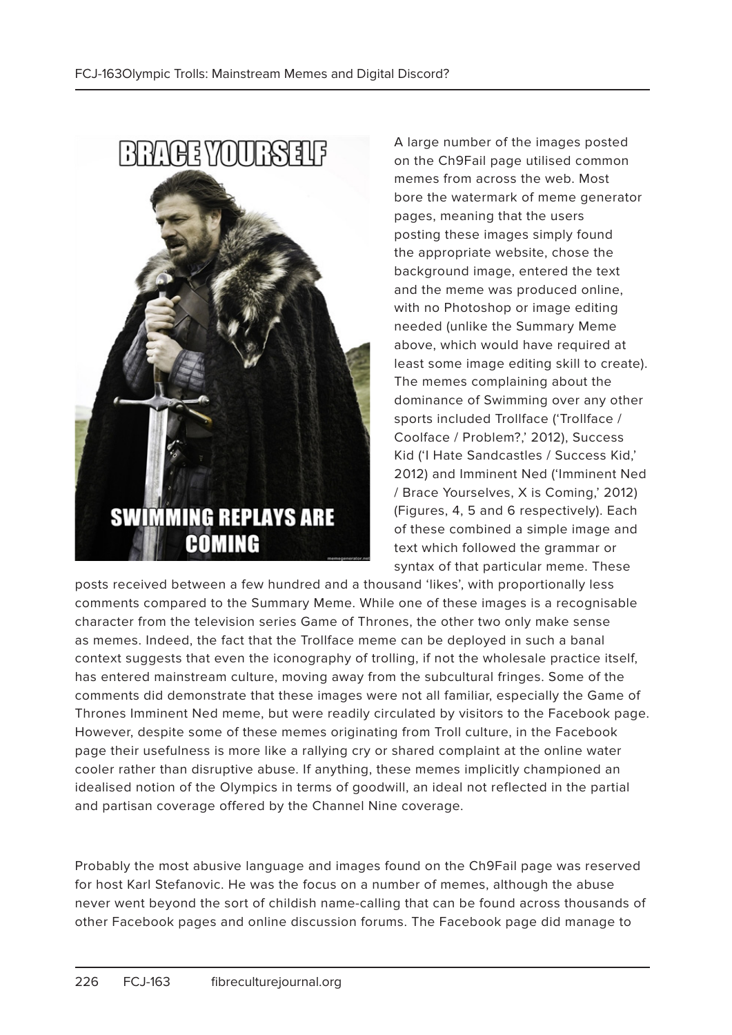A large number of the images posted on the Ch9Fail page utilised common memes from across the web. Most bore the watermark of meme generator pages, meaning that the users posting these images simply found the appropriate website, chose the background image, entered the text and the meme was produced online, with no Photoshop or image editing needed (unlike the Summary Meme above, which would have required at least some image editing skill to create). The memes complaining about the dominance of Swimming over any other sports included Trollface ('Trollface / Coolface / Problem?,' 2012), Success Kid ('I Hate Sandcastles / Success Kid,' 2012) and Imminent Ned ('Imminent Ned / Brace Yourselves, X is Coming,' 2012) (Figures, 4, 5 and 6 respectively). Each of these combined a simple image and text which followed the grammar or syntax of that particular meme. These posts received between a few hundred and a thousand 'likes', with proportionally less comments compared to the Summary Meme. While one of these images is a recognisable character from the television series Game of Thrones, the other two only make sense as memes. Indeed, the fact that the Trollface meme can be deployed in such a banal context suggests that even the iconography of trolling, if not the wholesale practice itself, has entered mainstream culture, moving away from the subcultural fringes. Some of the comments did demonstrate that these images were not all familiar, especially the Game of Thrones Imminent Ned meme, but were readily circulated by visitors to the Facebook page. However, despite some of these memes originating from Troll culture, in the Facebook page their usefulness is more like a rallying cry or shared complaint at the online water cooler rather than disruptive abuse. If anything, these memes implicitly championed an idealised notion of the Olympics in terms of goodwill, an ideal not reflected in the partial and partisan coverage offered by the Channel Nine coverage.

Probably the most abusive language and images found on the Ch9Fail page was reserved for host Karl Stefanovic. He was the focus on a number of memes, although the abuse never went beyond the sort of childish name-calling that can be found across thousands of other Facebook pages and online discussion forums. The Facebook page did manage to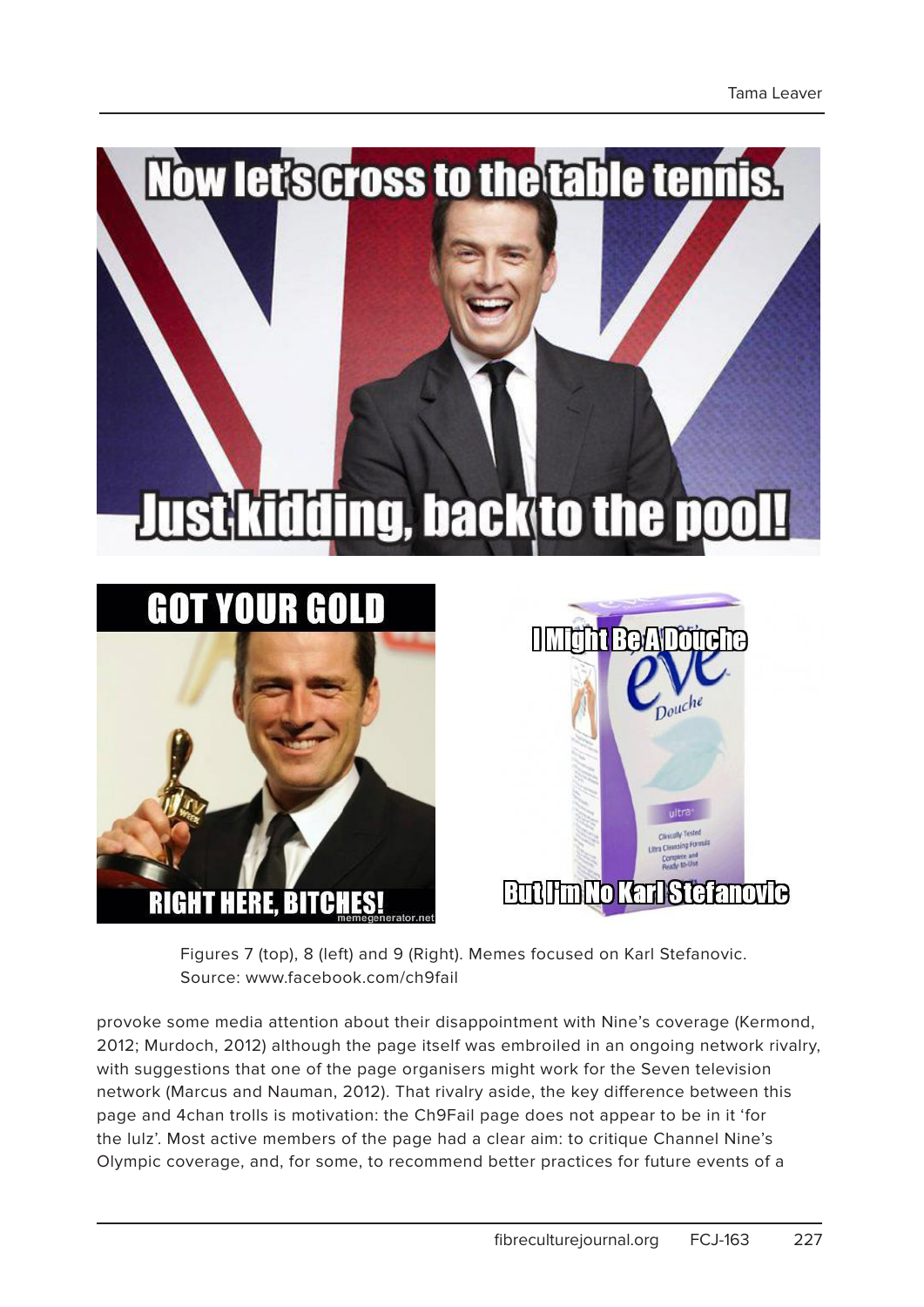Figures 7 (top), 8 (left) and 9 (Right). Memes focused on Karl Stefanovic. Source: www.facebook.com/ch9fail

provoke some media attention about their disappointment with Nine's coverage (Kermond, 2012; Murdoch, 2012) although the page itself was embroiled in an ongoing network rivalry, with suggestions that one of the page organisers might work for the Seven television network (Marcus and Nauman, 2012). That rivalry aside, the key difference between this page and 4chan trolls is motivation: the Ch9Fail page does not appear to be in it 'for the lulz'. Most active members of the page had a clear aim: to critique Channel Nine's Olympic coverage, and, for some, to recommend better practices for future events of a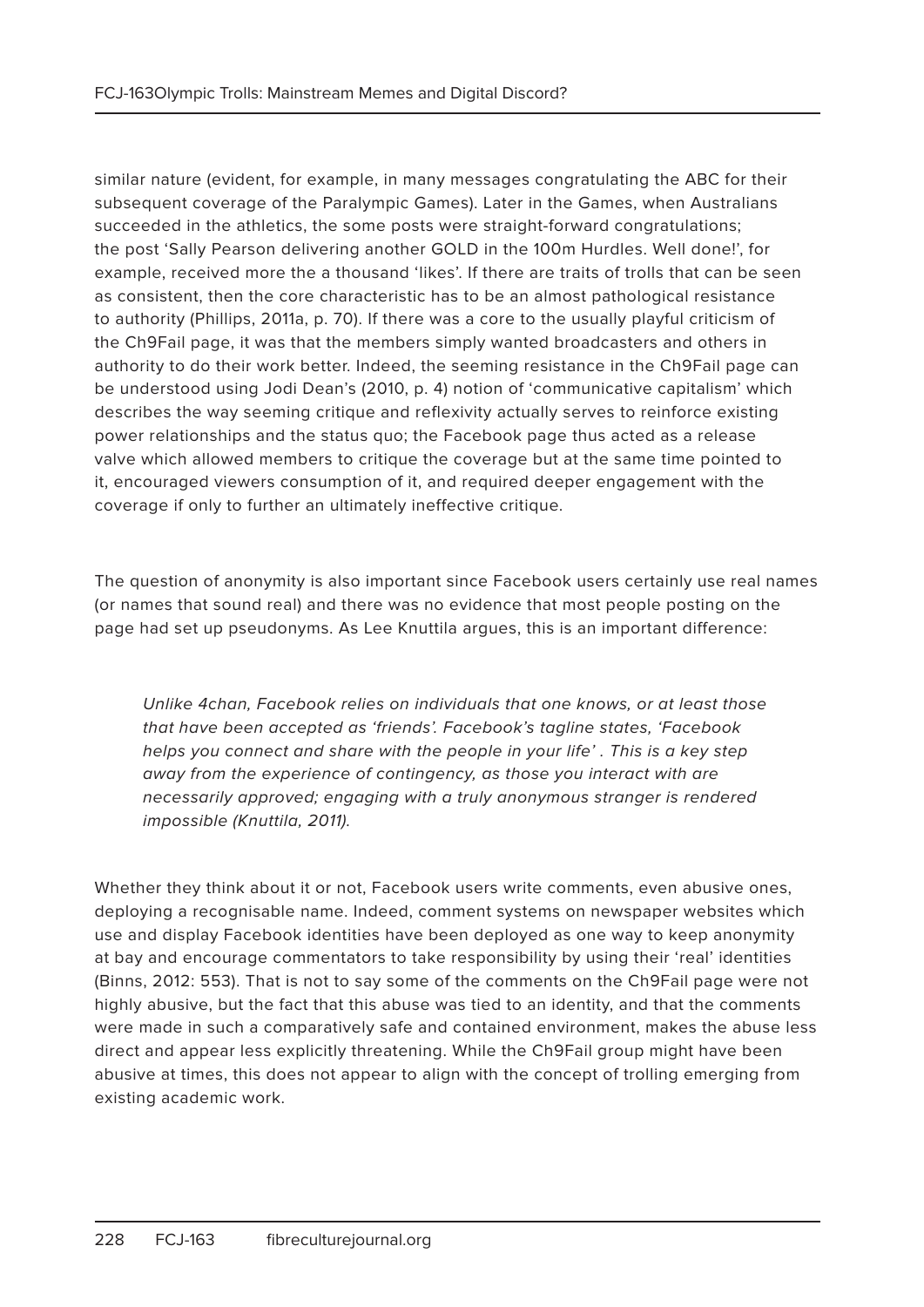similar nature (evident, for example, in many messages congratulating the ABC for their subsequent coverage of the Paralympic Games). Later in the Games, when Australians succeeded in the athletics, the some posts were straight-forward congratulations; the post 'Sally Pearson delivering another GOLD in the 100m Hurdles. Well done!', for example, received more the a thousand 'likes'. If there are traits of trolls that can be seen as consistent, then the core characteristic has to be an almost pathological resistance to authority (Phillips, 2011a, p. 70). If there was a core to the usually playful criticism of the Ch9Fail page, it was that the members simply wanted broadcasters and others in authority to do their work better. Indeed, the seeming resistance in the Ch9Fail page can be understood using Jodi Dean's (2010, p. 4) notion of 'communicative capitalism' which describes the way seeming critique and reflexivity actually serves to reinforce existing power relationships and the status quo; the Facebook page thus acted as a release valve which allowed members to critique the coverage but at the same time pointed to it, encouraged viewers consumption of it, and required deeper engagement with the coverage if only to further an ultimately ineffective critique.

The question of anonymity is also important since Facebook users certainly use real names (or names that sound real) and there was no evidence that most people posting on the page had set up pseudonyms. As Lee Knuttila argues, this is an important difference:

> *Unlike 4chan, Facebook relies on individuals that one knows, or at least those that have been accepted as 'friends'. Facebook's tagline states, 'Facebook helps you connect and share with the people in your life' . This is a key step away from the experience of contingency, as those you interact with are necessarily approved; engaging with a truly anonymous stranger is rendered impossible (Knuttila, 2011).*

Whether they think about it or not, Facebook users write comments, even abusive ones, deploying a recognisable name. Indeed, comment systems on newspaper websites which use and display Facebook identities have been deployed as one way to keep anonymity at bay and encourage commentators to take responsibility by using their 'real' identities (Binns, 2012: 553). That is not to say some of the comments on the Ch9Fail page were not highly abusive, but the fact that this abuse was tied to an identity, and that the comments were made in such a comparatively safe and contained environment, makes the abuse less direct and appear less explicitly threatening. While the Ch9Fail group might have been abusive at times, this does not appear to align with the concept of trolling emerging from existing academic work.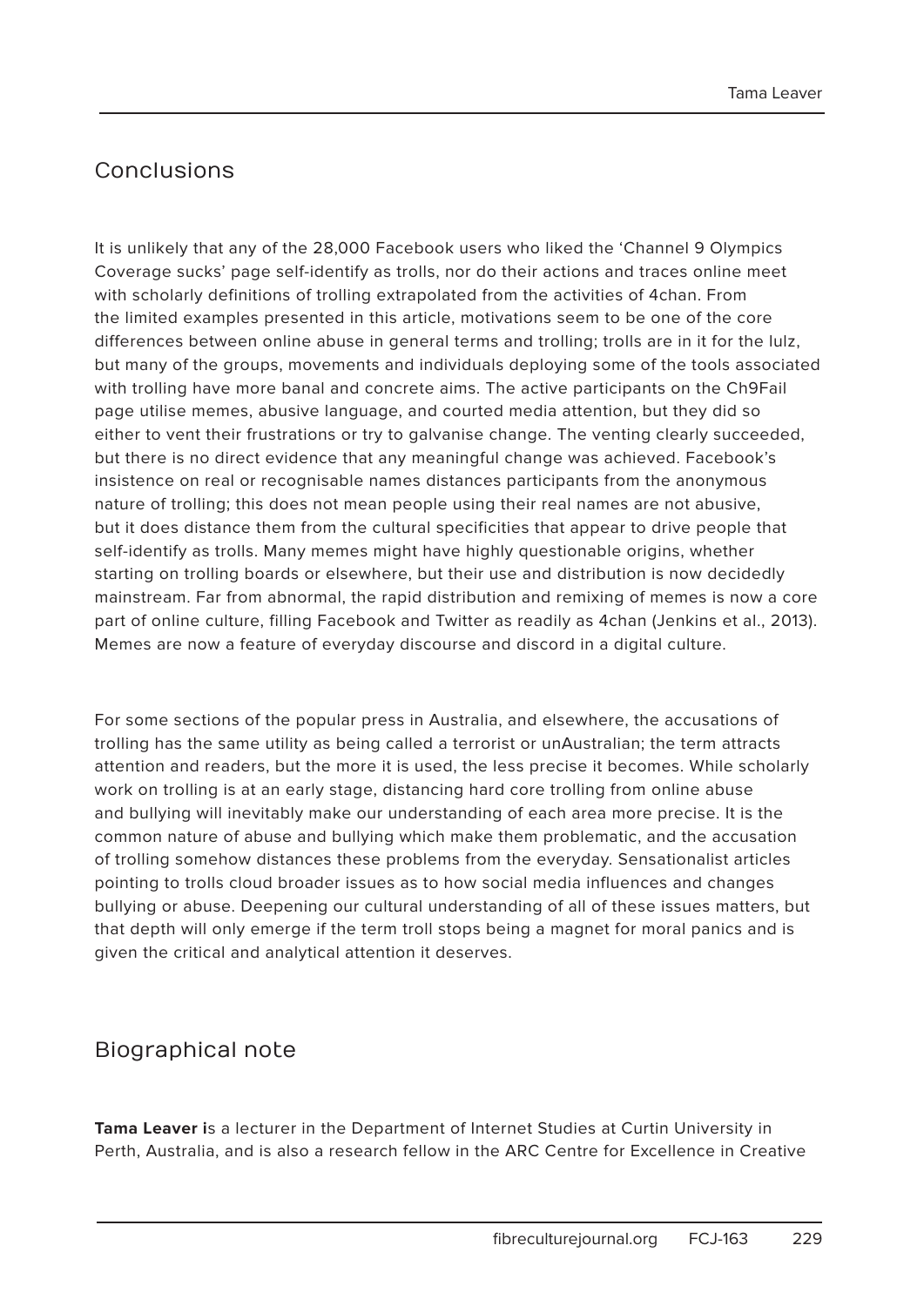## Conclusions

It is unlikely that any of the 28,000 Facebook users who liked the 'Channel 9 Olympics Coverage sucks' page self-identify as trolls, nor do their actions and traces online meet with scholarly definitions of trolling extrapolated from the activities of 4chan. From the limited examples presented in this article, motivations seem to be one of the core differences between online abuse in general terms and trolling; trolls are in it for the lulz, but many of the groups, movements and individuals deploying some of the tools associated with trolling have more banal and concrete aims. The active participants on the Ch9Fail page utilise memes, abusive language, and courted media attention, but they did so either to vent their frustrations or try to galvanise change. The venting clearly succeeded, but there is no direct evidence that any meaningful change was achieved. Facebook's insistence on real or recognisable names distances participants from the anonymous nature of trolling; this does not mean people using their real names are not abusive, but it does distance them from the cultural specificities that appear to drive people that self-identify as trolls. Many memes might have highly questionable origins, whether starting on trolling boards or elsewhere, but their use and distribution is now decidedly mainstream. Far from abnormal, the rapid distribution and remixing of memes is now a core part of online culture, filling Facebook and Twitter as readily as 4chan (Jenkins et al., 2013). Memes are now a feature of everyday discourse and discord in a digital culture.

For some sections of the popular press in Australia, and elsewhere, the accusations of trolling has the same utility as being called a terrorist or unAustralian; the term attracts attention and readers, but the more it is used, the less precise it becomes. While scholarly work on trolling is at an early stage, distancing hard core trolling from online abuse and bullying will inevitably make our understanding of each area more precise. It is the common nature of abuse and bullying which make them problematic, and the accusation of trolling somehow distances these problems from the everyday. Sensationalist articles pointing to trolls cloud broader issues as to how social media influences and changes bullying or abuse. Deepening our cultural understanding of all of these issues matters, but that depth will only emerge if the term troll stops being a magnet for moral panics and is given the critical and analytical attention it deserves.

## Biographical note

**Tama Leaver i**s a lecturer in the Department of Internet Studies at Curtin University in Perth, Australia, and is also a research fellow in the ARC Centre for Excellence in Creative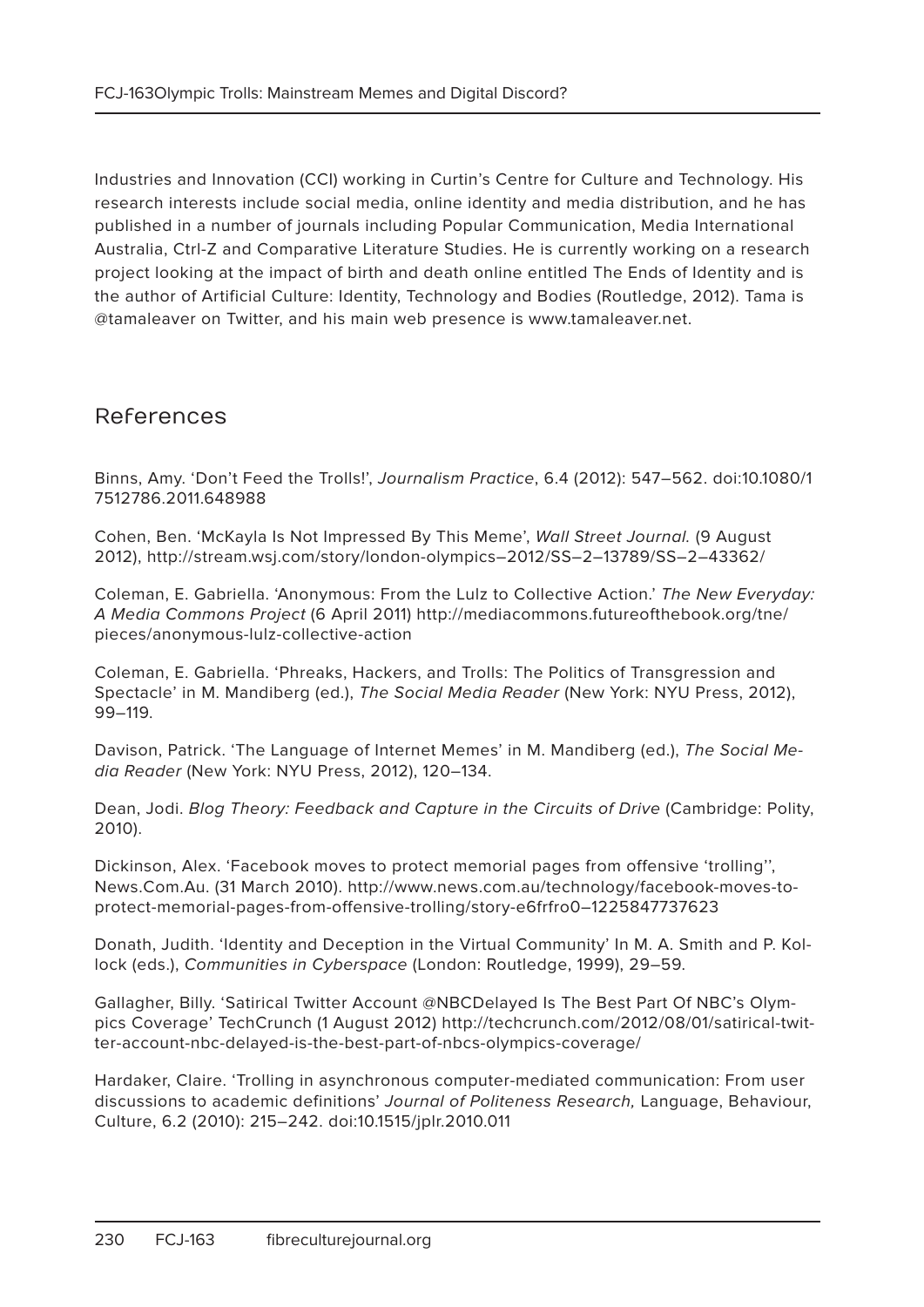Industries and Innovation (CCI) working in Curtin's Centre for Culture and Technology. His research interests include social media, online identity and media distribution, and he has published in a number of journals including Popular Communication, Media International Australia, Ctrl-Z and Comparative Literature Studies. He is currently working on a research project looking at the impact of birth and death online entitled The Ends of Identity and is the author of Artificial Culture: Identity, Technology and Bodies (Routledge, 2012). Tama is @tamaleaver on Twitter, and his main web presence is www.tamaleaver.net.

## References

Binns, Amy. 'Don't Feed the Trolls!', *Journalism Practice*, 6.4 (2012): 547–562. doi:10.1080/17512786.2011.648988

Cohen, Ben. 'McKayla Is Not Impressed By This Meme', *Wall Street Journal.* (9 August 2012), http://stream.wsj.com/story/london-olympics–2012/SS–2–13789/SS–2–43362/

Coleman, E. Gabriella. 'Anonymous: From the Lulz to Collective Action.' *The New Everyday: A Media Commons Project* (6 April 2011) http://mediacommons.futureofthebook.org/tne/pieces/anonymous-lulz-collective-action

Coleman, E. Gabriella. 'Phreaks, Hackers, and Trolls: The Politics of Transgression and Spectacle' in M. Mandiberg (ed.), *The Social Media Reader* (New York: NYU Press, 2012), 99–119.

Davison, Patrick. 'The Language of Internet Memes' in M. Mandiberg (ed.), *The Social Media Reader* (New York: NYU Press, 2012), 120–134.

Dean, Jodi. *Blog Theory: Feedback and Capture in the Circuits of Drive* (Cambridge: Polity, 2010).

Dickinson, Alex. 'Facebook moves to protect memorial pages from offensive 'trolling'', News.Com.Au. (31 March 2010). http://www.news.com.au/technology/facebook-moves-to-protect-memorial-pages-from-offensive-trolling/story-e6frfro0–1225847737623

Donath, Judith. 'Identity and Deception in the Virtual Community' In M. A. Smith and P. Kollock (eds.), *Communities in Cyberspace* (London: Routledge, 1999), 29–59.

Gallagher, Billy. 'Satirical Twitter Account @NBCDelayed Is The Best Part Of NBC's Olympics Coverage' TechCrunch (1 August 2012) http://techcrunch.com/2012/08/01/satirical-twitter-account-nbc-delayed-is-the-best-part-of-nbcs-olympics-coverage/

Hardaker, Claire. 'Trolling in asynchronous computer-mediated communication: From user discussions to academic definitions' *Journal of Politeness Research,* Language, Behaviour, Culture, 6.2 (2010): 215–242. doi:10.1515/jplr.2010.011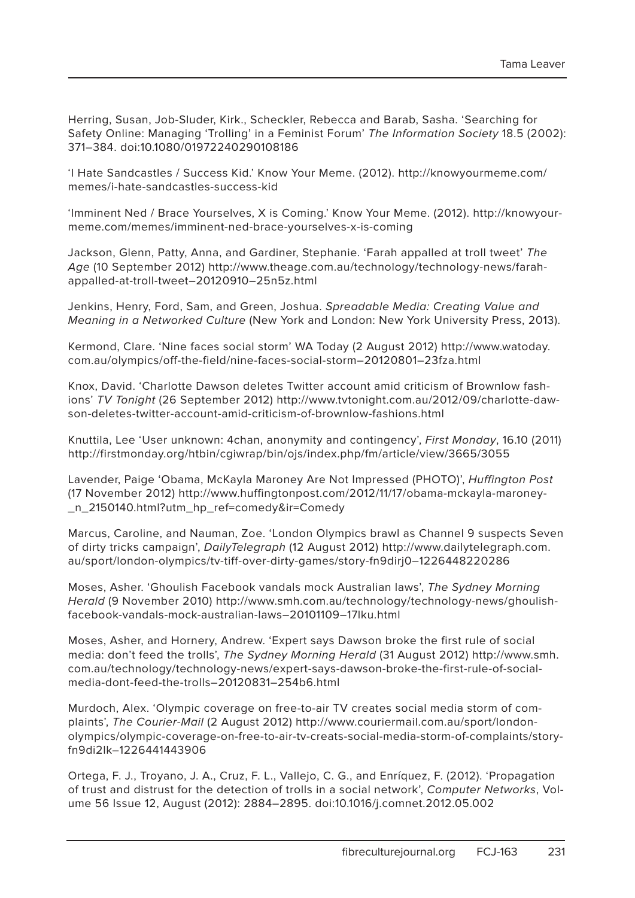Herring, Susan, Job-Sluder, Kirk., Scheckler, Rebecca and Barab, Sasha. 'Searching for Safety Online: Managing 'Trolling' in a Feminist Forum' *The Information Society* 18.5 (2002): 371–384. doi:10.1080/01972240290108186

'I Hate Sandcastles / Success Kid.' Know Your Meme. (2012). http://knowyourmeme.com/memes/i-hate-sandcastles-success-kid

'Imminent Ned / Brace Yourselves, X is Coming.' Know Your Meme. (2012). http://knowyourmeme.com/memes/imminent-ned-brace-yourselves-x-is-coming

Jackson, Glenn, Patty, Anna, and Gardiner, Stephanie. 'Farah appalled at troll tweet' *The Age* (10 September 2012) http://www.theage.com.au/technology/technology-news/farah-appalled-at-troll-tweet–20120910–25n5z.html

Jenkins, Henry, Ford, Sam, and Green, Joshua. *Spreadable Media: Creating Value and Meaning in a Networked Culture* (New York and London: New York University Press, 2013).

Kermond, Clare. 'Nine faces social storm' WA Today (2 August 2012) http://www.watoday.com.au/olympics/off-the-field/nine-faces-social-storm–20120801–23fza.html

Knox, David. 'Charlotte Dawson deletes Twitter account amid criticism of Brownlow fashions' *TV Tonight* (26 September 2012) http://www.tvtonight.com.au/2012/09/charlotte-dawson-deletes-twitter-account-amid-criticism-of-brownlow-fashions.html

Knuttila, Lee 'User unknown: 4chan, anonymity and contingency', *First Monday*, 16.10 (2011) http://firstmonday.org/htbin/cgiwrap/bin/ojs/index.php/fm/article/view/3665/3055

Lavender, Paige 'Obama, McKayla Maroney Are Not Impressed (PHOTO)', *Huffington Post* (17 November 2012) http://www.huffingtonpost.com/2012/11/17/obama-mckayla-maroney-_n_2150140.html?utm_hp_ref=comedy&ir=Comedy

Marcus, Caroline, and Nauman, Zoe. 'London Olympics brawl as Channel 9 suspects Seven of dirty tricks campaign', *DailyTelegraph* (12 August 2012) http://www.dailytelegraph.com.au/sport/london-olympics/tv-tiff-over-dirty-games/story-fn9dirj0–1226448220286

Moses, Asher. 'Ghoulish Facebook vandals mock Australian laws', *The Sydney Morning Herald* (9 November 2010) http://www.smh.com.au/technology/technology-news/ghoulish-facebook-vandals-mock-australian-laws–20101109–17lku.html

Moses, Asher, and Hornery, Andrew. 'Expert says Dawson broke the first rule of social media: don't feed the trolls', *The Sydney Morning Herald* (31 August 2012) http://www.smh.com.au/technology/technology-news/expert-says-dawson-broke-the-first-rule-of-social-media-dont-feed-the-trolls–20120831–254b6.html

Murdoch, Alex. 'Olympic coverage on free-to-air TV creates social media storm of complaints', *The Courier-Mail* (2 August 2012) http://www.couriermail.com.au/sport/london-olympics/olympic-coverage-on-free-to-air-tv-creats-social-media-storm-of-complaints/story-fn9di2lk–1226441443906

Ortega, F. J., Troyano, J. A., Cruz, F. L., Vallejo, C. G., and Enríquez, F. (2012). 'Propagation of trust and distrust for the detection of trolls in a social network', *Computer Networks*, Volume 56 Issue 12, August (2012): 2884–2895. doi:10.1016/j.comnet.2012.05.002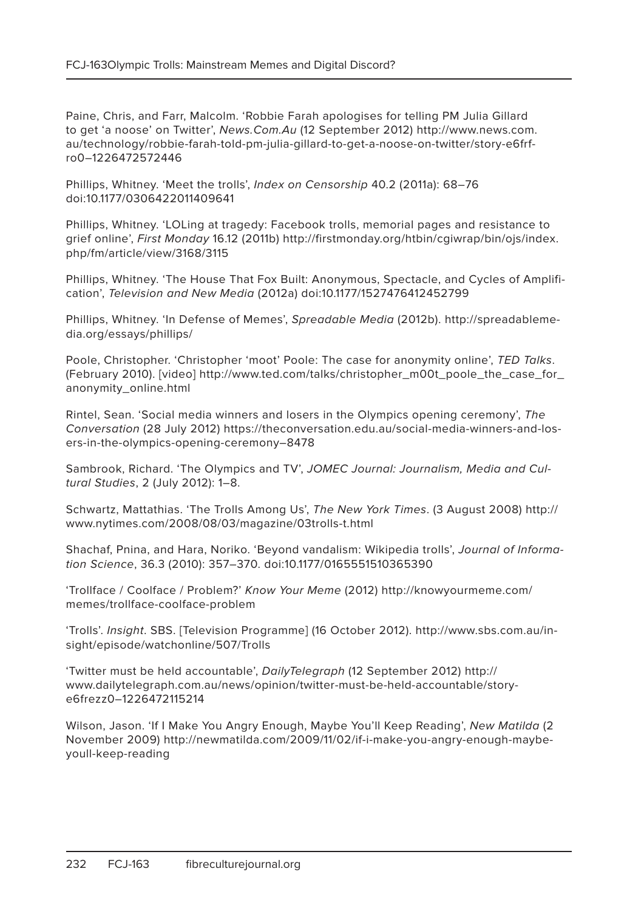Paine, Chris, and Farr, Malcolm. 'Robbie Farah apologises for telling PM Julia Gillard to get 'a noose' on Twitter', *News.Com.Au* (12 September 2012) http://www.news.com.au/technology/robbie-farah-told-pm-julia-gillard-to-get-a-noose-on-twitter/story-e6frfro0–1226472572446

Phillips, Whitney. 'Meet the trolls', *Index on Censorship* 40.2 (2011a): 68–76 doi:10.1177/0306422011409641

Phillips, Whitney. 'LOLing at tragedy: Facebook trolls, memorial pages and resistance to grief online', *First Monday* 16.12 (2011b) http://firstmonday.org/htbin/cgiwrap/bin/ojs/index.php/fm/article/view/3168/3115

Phillips, Whitney. 'The House That Fox Built: Anonymous, Spectacle, and Cycles of Amplification', *Television and New Media* (2012a) doi:10.1177/1527476412452799

Phillips, Whitney. 'In Defense of Memes', *Spreadable Media* (2012b). http://spreadablemedia.org/essays/phillips/

Poole, Christopher. 'Christopher 'moot' Poole: The case for anonymity online', *TED Talks*. (February 2010). [video] http://www.ted.com/talks/christopher_m00t_poole_the_case_for_anonymity_online.html

Rintel, Sean. 'Social media winners and losers in the Olympics opening ceremony', *The Conversation* (28 July 2012) https://theconversation.edu.au/social-media-winners-and-losers-in-the-olympics-opening-ceremony–8478

Sambrook, Richard. 'The Olympics and TV', *JOMEC Journal: Journalism, Media and Cultural Studies*, 2 (July 2012): 1–8.

Schwartz, Mattathias. 'The Trolls Among Us', *The New York Times*. (3 August 2008) http://www.nytimes.com/2008/08/03/magazine/03trolls-t.html

Shachaf, Pnina, and Hara, Noriko. 'Beyond vandalism: Wikipedia trolls', *Journal of Information Science*, 36.3 (2010): 357–370. doi:10.1177/0165551510365390

'Trollface / Coolface / Problem?' *Know Your Meme* (2012) http://knowyourmeme.com/memes/trollface-coolface-problem

'Trolls'. *Insight*. SBS. [Television Programme] (16 October 2012). http://www.sbs.com.au/insight/episode/watchonline/507/Trolls

'Twitter must be held accountable', *DailyTelegraph* (12 September 2012) http://www.dailytelegraph.com.au/news/opinion/twitter-must-be-held-accountable/story-e6frezz0–1226472115214

Wilson, Jason. 'If I Make You Angry Enough, Maybe You'll Keep Reading', *New Matilda* (2 November 2009) http://newmatilda.com/2009/11/02/if-i-make-you-angry-enough-maybe-youll-keep-reading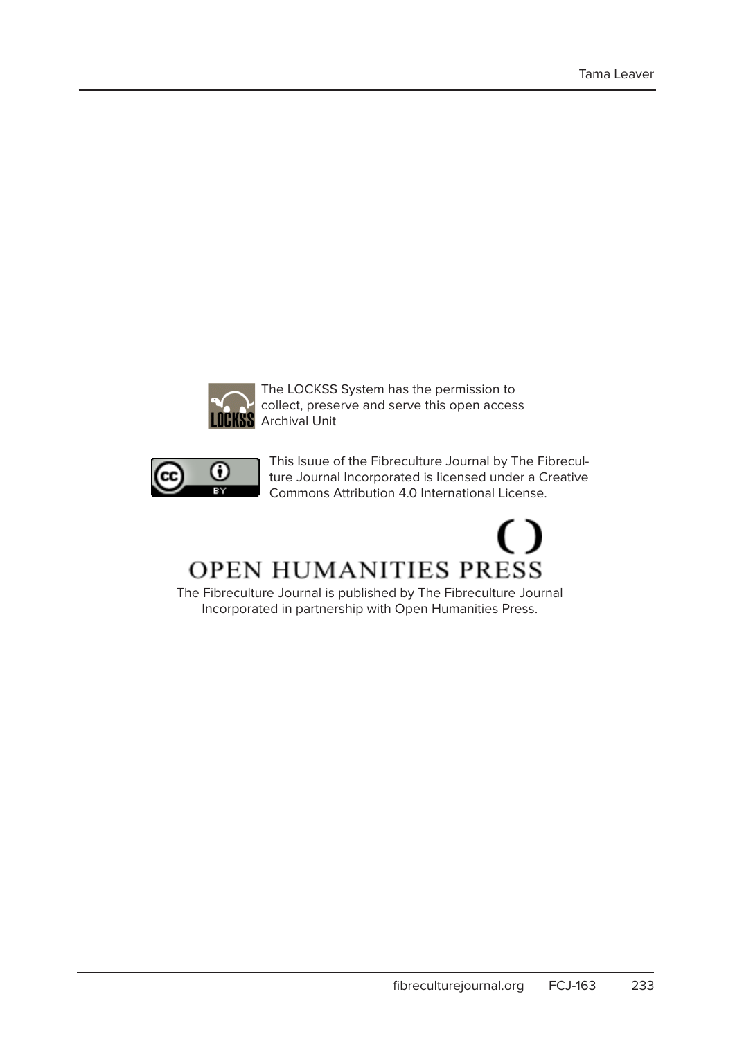The LOCKSS System has the permission to collect, preserve and serve this open access Archival Unit

This Isuue of the Fibreculture Journal by The Fibreculture Journal Incorporated is licensed under a Creative Commons Attribution 4.0 International License.

OPEN HUMANITIES PRESS

The Fibreculture Journal is published by The Fibreculture Journal Incorporated in partnership with Open Humanities Press.